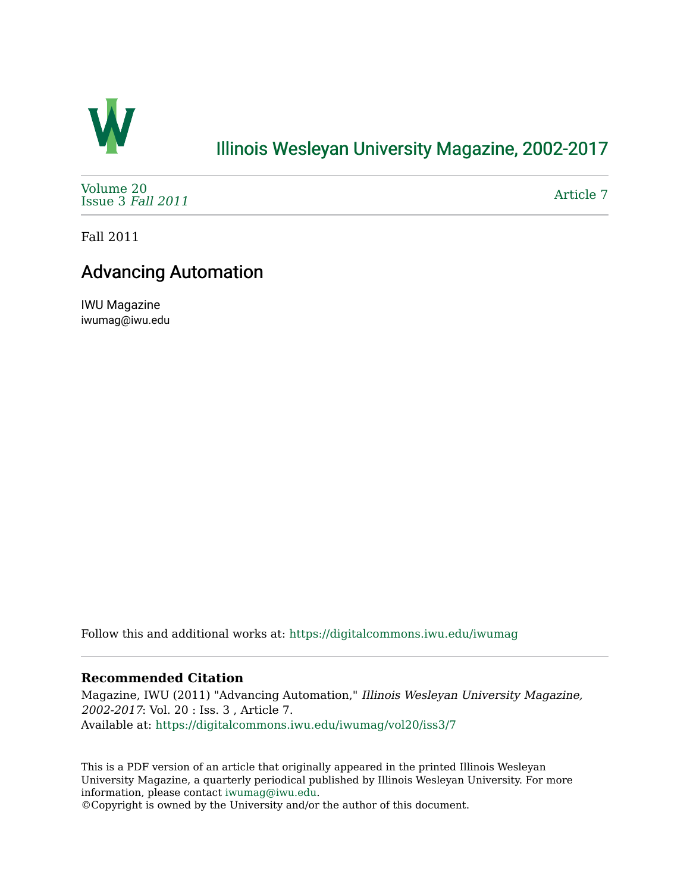# Illinois Wesleyan University Magazine, 2002-2017

Volume 20
Issue 3 *Fall 2011*

Article 7

Fall 2011

## Advancing Automation

IWU Magazine
iwumag@iwu.edu

Follow this and additional works at: https://digitalcommons.iwu.edu/iwumag

### Recommended Citation

Magazine, IWU (2011) "Advancing Automation," *Illinois Wesleyan University Magazine, 2002-2017*: Vol. 20 : Iss. 3 , Article 7.
Available at: https://digitalcommons.iwu.edu/iwumag/vol20/iss3/7

This is a PDF version of an article that originally appeared in the printed Illinois Wesleyan University Magazine, a quarterly periodical published by Illinois Wesleyan University. For more information, please contact iwumag@iwu.edu.
©Copyright is owned by the University and/or the author of this document.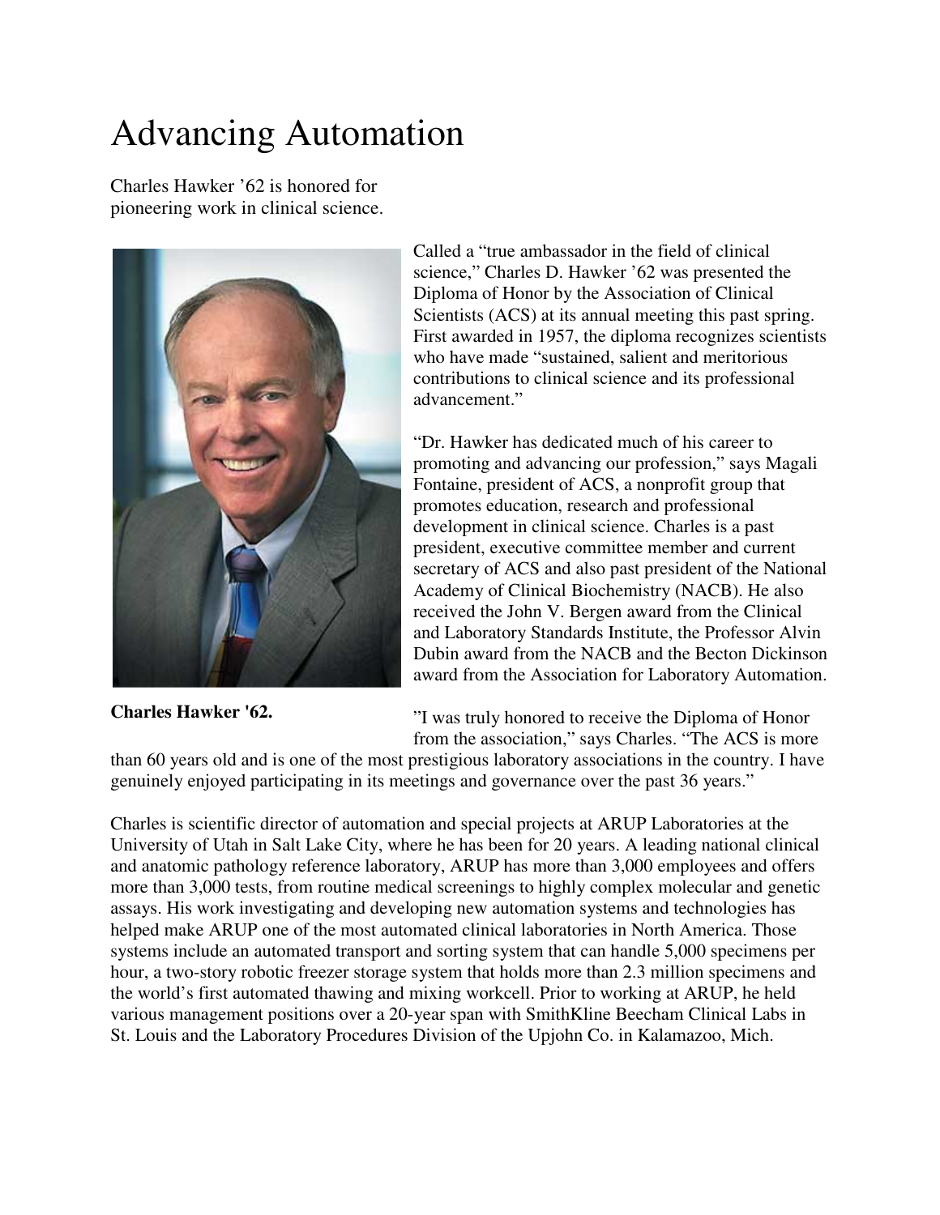# Advancing Automation

Charles Hawker '62 is honored for pioneering work in clinical science.

**Charles Hawker '62.**

Called a "true ambassador in the field of clinical science," Charles D. Hawker '62 was presented the Diploma of Honor by the Association of Clinical Scientists (ACS) at its annual meeting this past spring. First awarded in 1957, the diploma recognizes scientists who have made "sustained, salient and meritorious contributions to clinical science and its professional advancement."

"Dr. Hawker has dedicated much of his career to promoting and advancing our profession," says Magali Fontaine, president of ACS, a nonprofit group that promotes education, research and professional development in clinical science. Charles is a past president, executive committee member and current secretary of ACS and also past president of the National Academy of Clinical Biochemistry (NACB). He also received the John V. Bergen award from the Clinical and Laboratory Standards Institute, the Professor Alvin Dubin award from the NACB and the Becton Dickinson award from the Association for Laboratory Automation.

"I was truly honored to receive the Diploma of Honor from the association," says Charles. "The ACS is more than 60 years old and is one of the most prestigious laboratory associations in the country. I have genuinely enjoyed participating in its meetings and governance over the past 36 years."

Charles is scientific director of automation and special projects at ARUP Laboratories at the University of Utah in Salt Lake City, where he has been for 20 years. A leading national clinical and anatomic pathology reference laboratory, ARUP has more than 3,000 employees and offers more than 3,000 tests, from routine medical screenings to highly complex molecular and genetic assays. His work investigating and developing new automation systems and technologies has helped make ARUP one of the most automated clinical laboratories in North America. Those systems include an automated transport and sorting system that can handle 5,000 specimens per hour, a two-story robotic freezer storage system that holds more than 2.3 million specimens and the world's first automated thawing and mixing workcell. Prior to working at ARUP, he held various management positions over a 20-year span with SmithKline Beecham Clinical Labs in St. Louis and the Laboratory Procedures Division of the Upjohn Co. in Kalamazoo, Mich.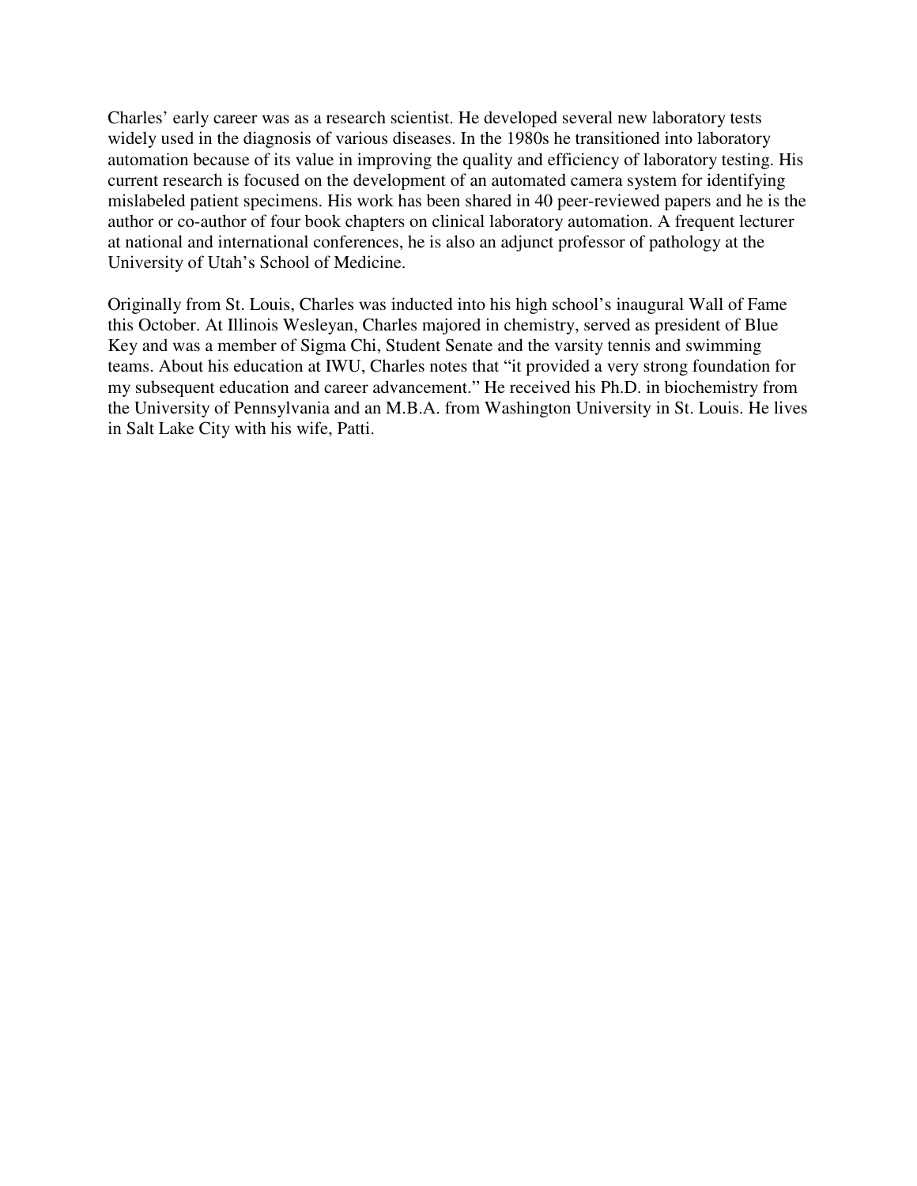Charles' early career was as a research scientist. He developed several new laboratory tests widely used in the diagnosis of various diseases. In the 1980s he transitioned into laboratory automation because of its value in improving the quality and efficiency of laboratory testing. His current research is focused on the development of an automated camera system for identifying mislabeled patient specimens. His work has been shared in 40 peer-reviewed papers and he is the author or co-author of four book chapters on clinical laboratory automation. A frequent lecturer at national and international conferences, he is also an adjunct professor of pathology at the University of Utah's School of Medicine.

Originally from St. Louis, Charles was inducted into his high school's inaugural Wall of Fame this October. At Illinois Wesleyan, Charles majored in chemistry, served as president of Blue Key and was a member of Sigma Chi, Student Senate and the varsity tennis and swimming teams. About his education at IWU, Charles notes that "it provided a very strong foundation for my subsequent education and career advancement." He received his Ph.D. in biochemistry from the University of Pennsylvania and an M.B.A. from Washington University in St. Louis. He lives in Salt Lake City with his wife, Patti.